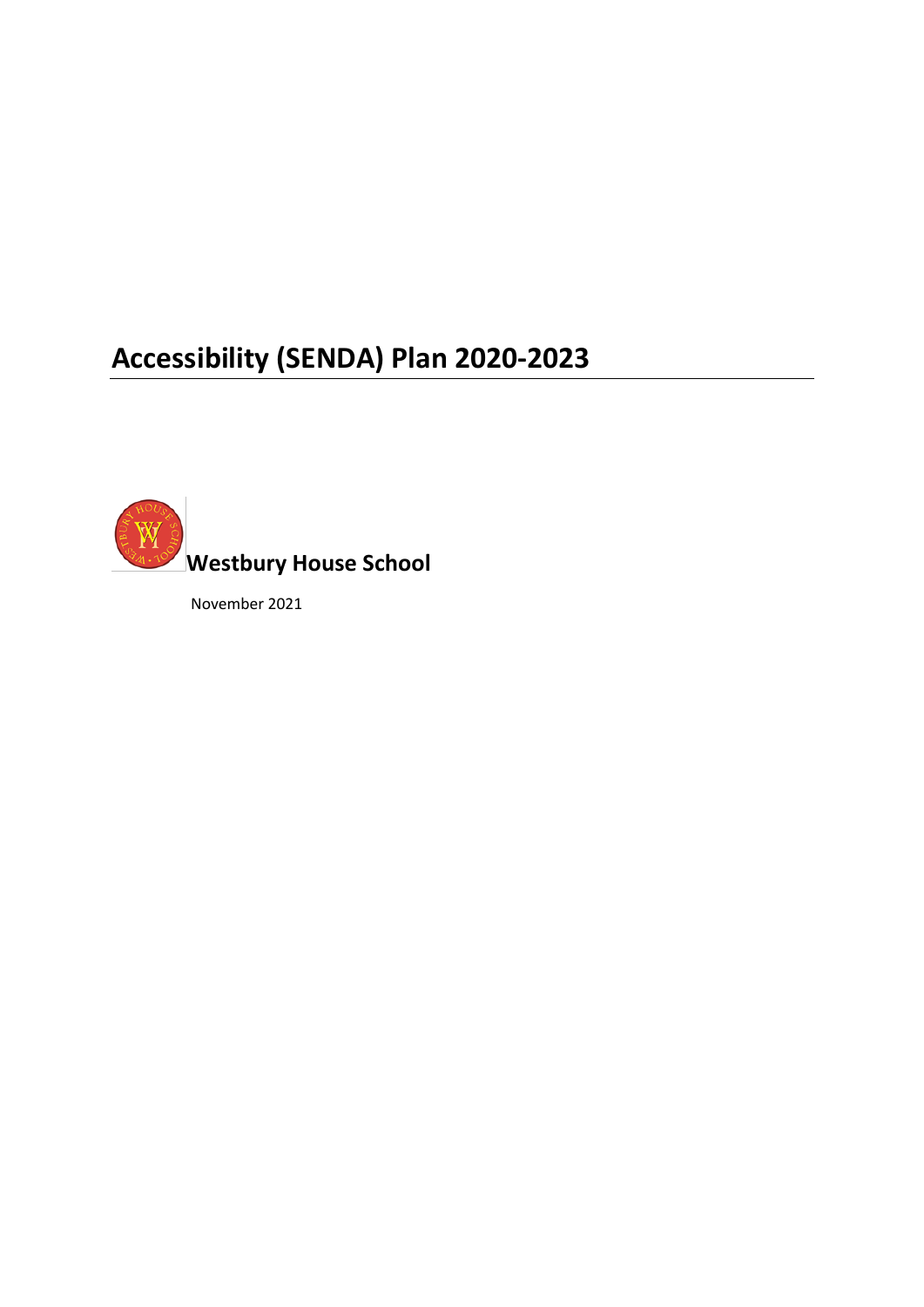# Accessibility (SENDA) Plan 2020-2023

**Westbury House School**

November 2021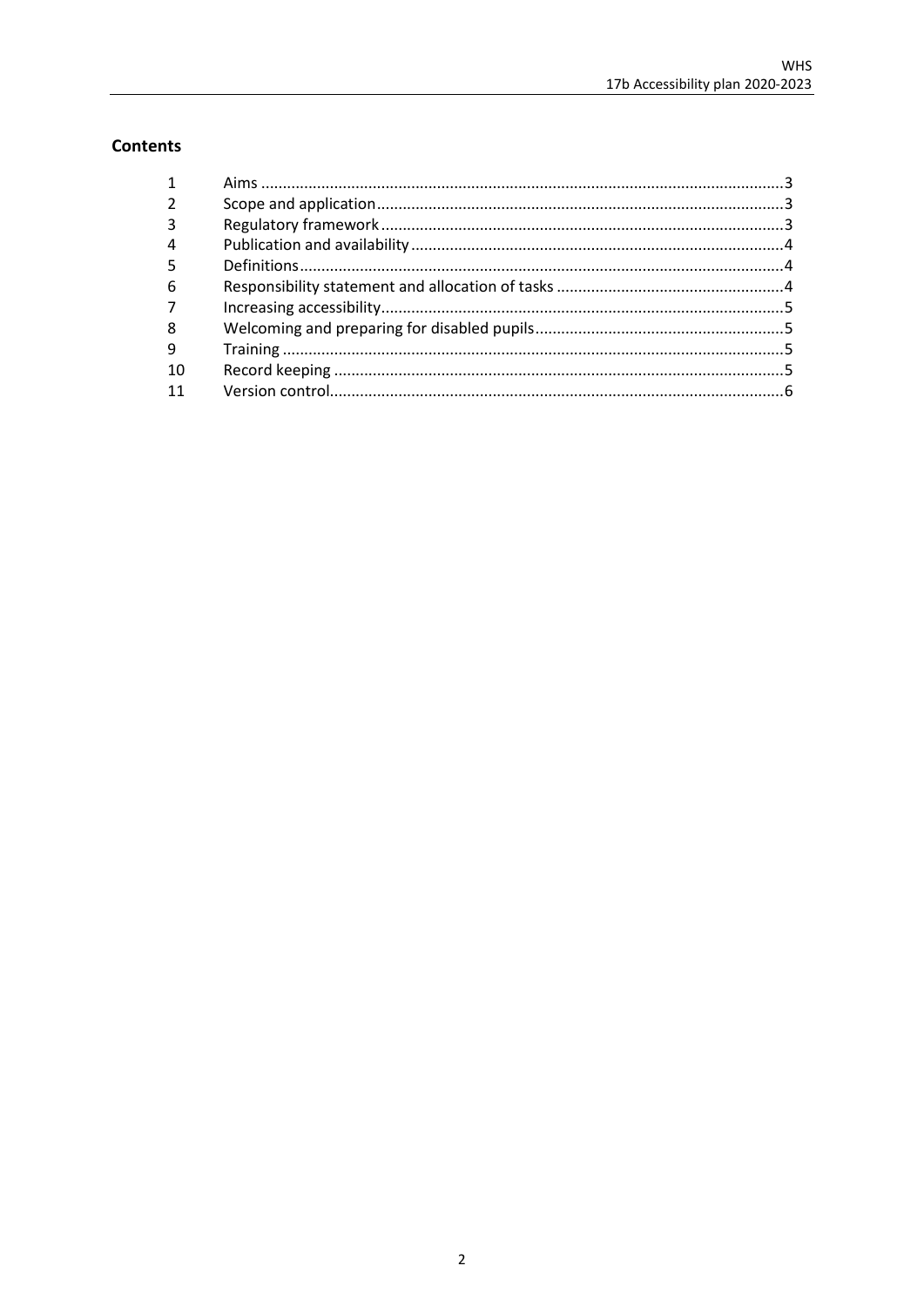## Contents

| | | |
|---|---|---|
| 1 | Aims | 3 |
| 2 | Scope and application | 3 |
| 3 | Regulatory framework | 3 |
| 4 | Publication and availability | 4 |
| 5 | Definitions | 4 |
| 6 | Responsibility statement and allocation of tasks | 4 |
| 7 | Increasing accessibility | 5 |
| 8 | Welcoming and preparing for disabled pupils | 5 |
| 9 | Training | 5 |
| 10 | Record keeping | 5 |
| 11 | Version control | 6 |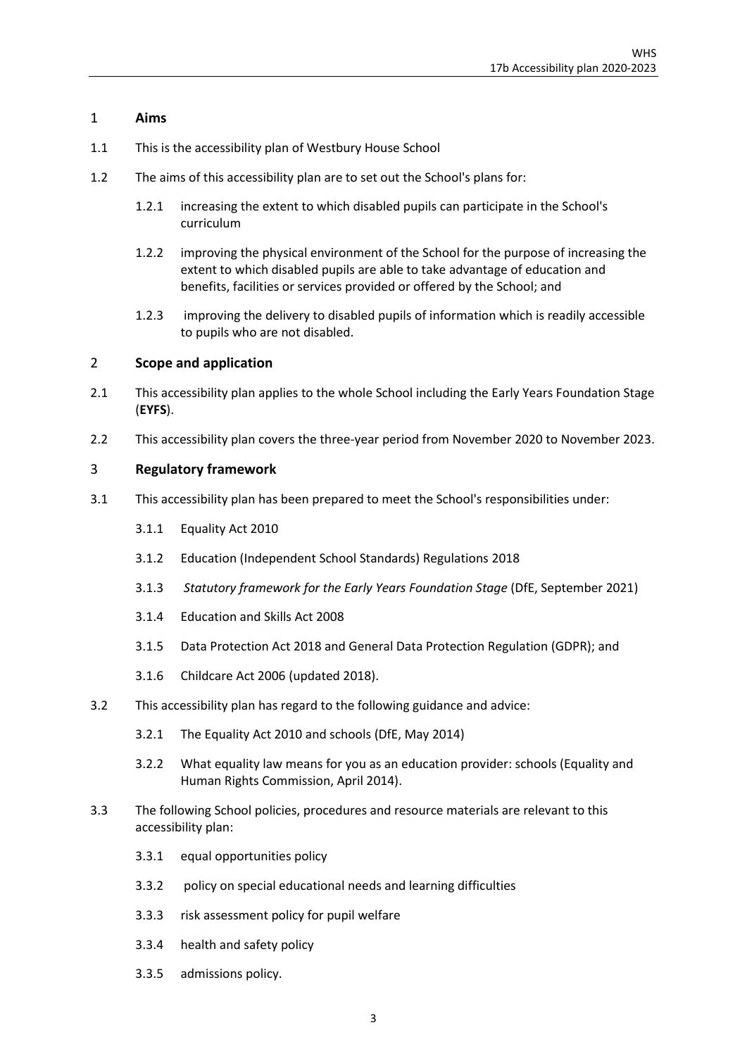## 1 Aims

1.1 This is the accessibility plan of Westbury House School

1.2 The aims of this accessibility plan are to set out the School's plans for:

1.2.1 increasing the extent to which disabled pupils can participate in the School's curriculum

1.2.2 improving the physical environment of the School for the purpose of increasing the extent to which disabled pupils are able to take advantage of education and benefits, facilities or services provided or offered by the School; and

1.2.3 improving the delivery to disabled pupils of information which is readily accessible to pupils who are not disabled.

## 2 Scope and application

2.1 This accessibility plan applies to the whole School including the Early Years Foundation Stage (**EYFS**).

2.2 This accessibility plan covers the three-year period from November 2020 to November 2023.

## 3 Regulatory framework

3.1 This accessibility plan has been prepared to meet the School's responsibilities under:

3.1.1 Equality Act 2010

3.1.2 Education (Independent School Standards) Regulations 2018

3.1.3 *Statutory framework for the Early Years Foundation Stage* (DfE, September 2021)

3.1.4 Education and Skills Act 2008

3.1.5 Data Protection Act 2018 and General Data Protection Regulation (GDPR); and

3.1.6 Childcare Act 2006 (updated 2018).

3.2 This accessibility plan has regard to the following guidance and advice:

3.2.1 The Equality Act 2010 and schools (DfE, May 2014)

3.2.2 What equality law means for you as an education provider: schools (Equality and Human Rights Commission, April 2014).

3.3 The following School policies, procedures and resource materials are relevant to this accessibility plan:

3.3.1 equal opportunities policy

3.3.2 policy on special educational needs and learning difficulties

3.3.3 risk assessment policy for pupil welfare

3.3.4 health and safety policy

3.3.5 admissions policy.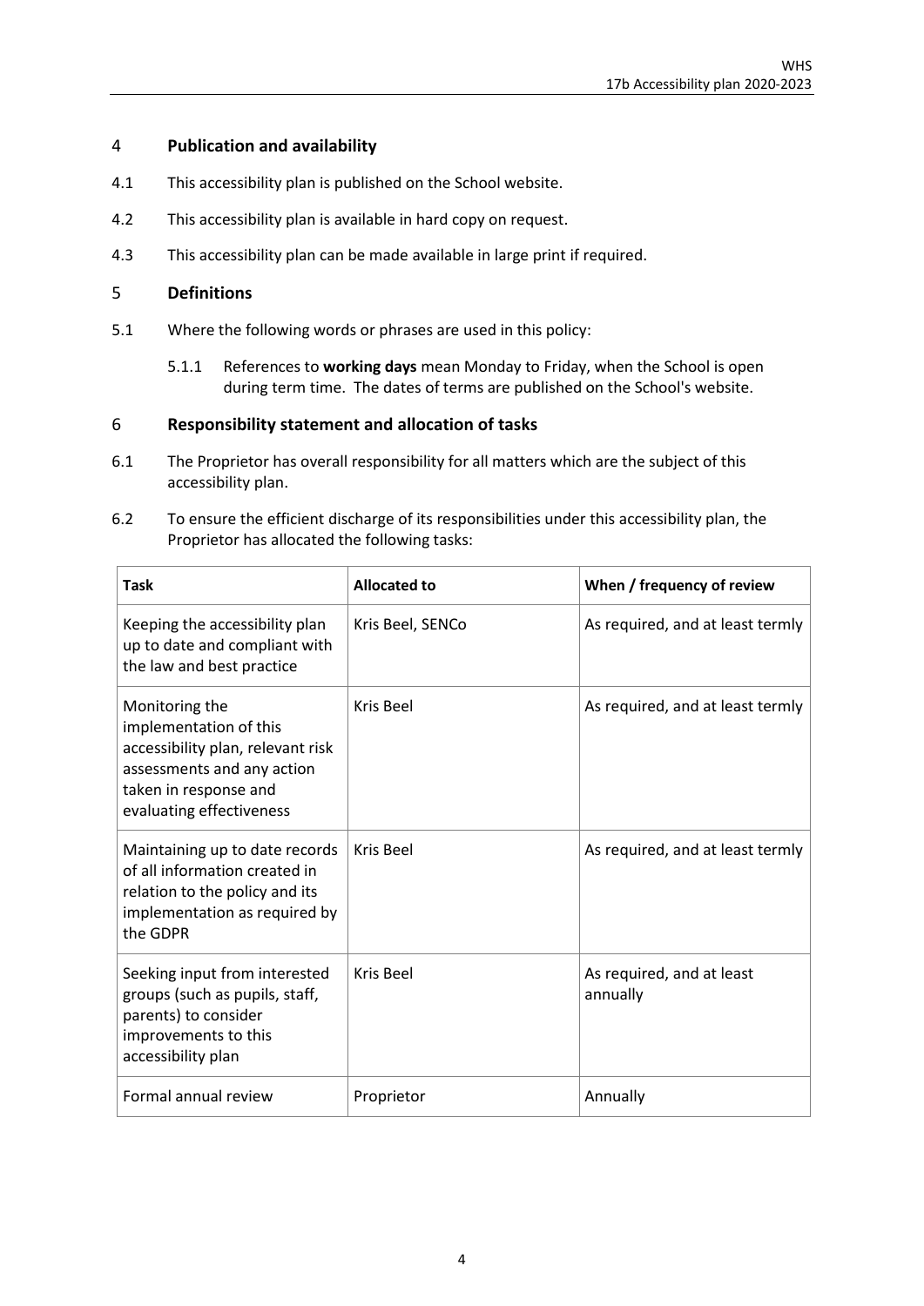## 4 Publication and availability

4.1 This accessibility plan is published on the School website.

4.2 This accessibility plan is available in hard copy on request.

4.3 This accessibility plan can be made available in large print if required.

## 5 Definitions

5.1 Where the following words or phrases are used in this policy:

5.1.1 References to **working days** mean Monday to Friday, when the School is open during term time. The dates of terms are published on the School's website.

## 6 Responsibility statement and allocation of tasks

6.1 The Proprietor has overall responsibility for all matters which are the subject of this accessibility plan.

6.2 To ensure the efficient discharge of its responsibilities under this accessibility plan, the Proprietor has allocated the following tasks:

| Task | Allocated to | When / frequency of review |
|---|---|---|
| Keeping the accessibility plan up to date and compliant with the law and best practice | Kris Beel, SENCo | As required, and at least termly |
| Monitoring the implementation of this accessibility plan, relevant risk assessments and any action taken in response and evaluating effectiveness | Kris Beel | As required, and at least termly |
| Maintaining up to date records of all information created in relation to the policy and its implementation as required by the GDPR | Kris Beel | As required, and at least termly |
| Seeking input from interested groups (such as pupils, staff, parents) to consider improvements to this accessibility plan | Kris Beel | As required, and at least annually |
| Formal annual review | Proprietor | Annually |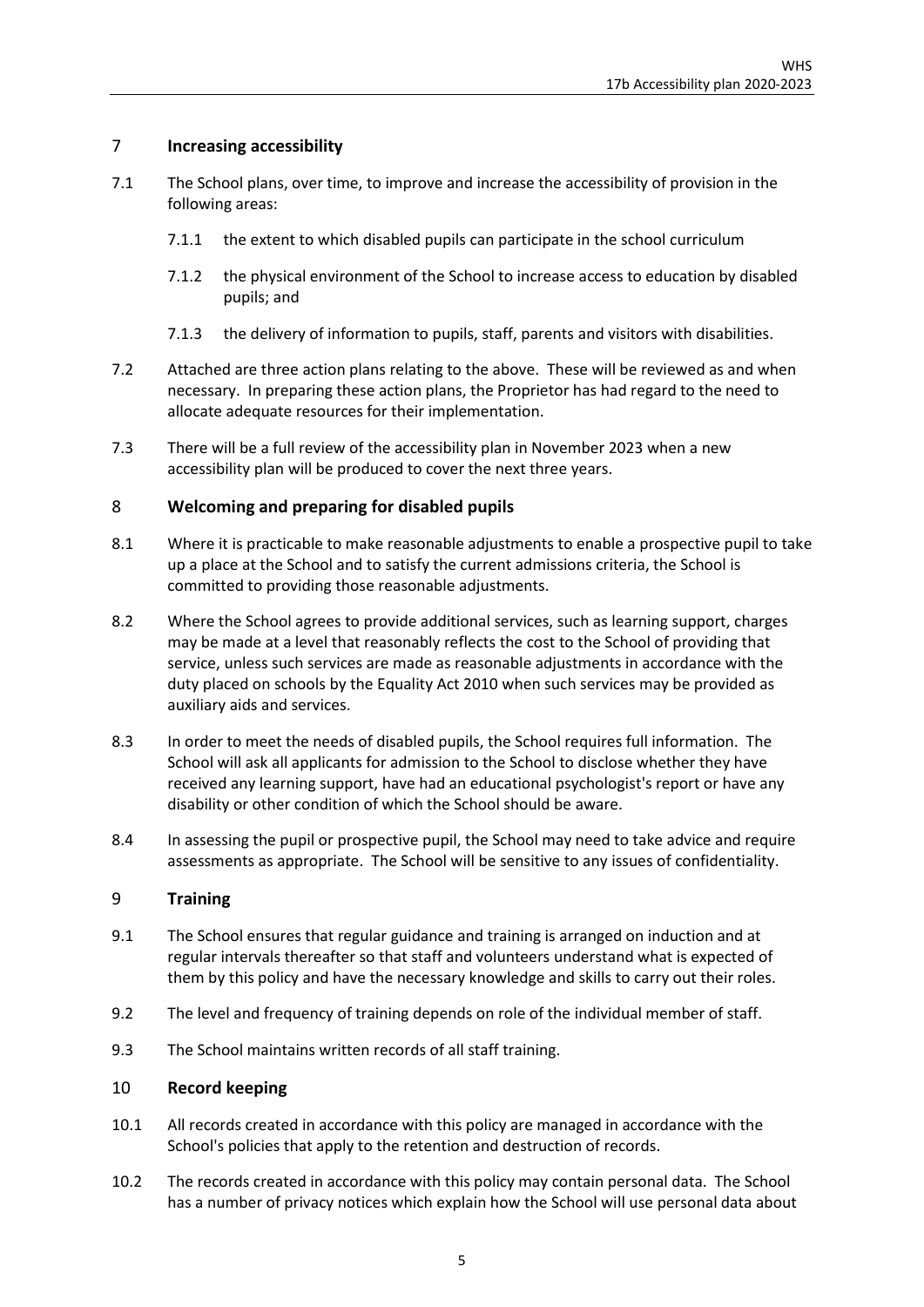## 7 Increasing accessibility

7.1 The School plans, over time, to improve and increase the accessibility of provision in the following areas:

7.1.1 the extent to which disabled pupils can participate in the school curriculum

7.1.2 the physical environment of the School to increase access to education by disabled pupils; and

7.1.3 the delivery of information to pupils, staff, parents and visitors with disabilities.

7.2 Attached are three action plans relating to the above. These will be reviewed as and when necessary. In preparing these action plans, the Proprietor has had regard to the need to allocate adequate resources for their implementation.

7.3 There will be a full review of the accessibility plan in November 2023 when a new accessibility plan will be produced to cover the next three years.

## 8 Welcoming and preparing for disabled pupils

8.1 Where it is practicable to make reasonable adjustments to enable a prospective pupil to take up a place at the School and to satisfy the current admissions criteria, the School is committed to providing those reasonable adjustments.

8.2 Where the School agrees to provide additional services, such as learning support, charges may be made at a level that reasonably reflects the cost to the School of providing that service, unless such services are made as reasonable adjustments in accordance with the duty placed on schools by the Equality Act 2010 when such services may be provided as auxiliary aids and services.

8.3 In order to meet the needs of disabled pupils, the School requires full information. The School will ask all applicants for admission to the School to disclose whether they have received any learning support, have had an educational psychologist's report or have any disability or other condition of which the School should be aware.

8.4 In assessing the pupil or prospective pupil, the School may need to take advice and require assessments as appropriate. The School will be sensitive to any issues of confidentiality.

## 9 Training

9.1 The School ensures that regular guidance and training is arranged on induction and at regular intervals thereafter so that staff and volunteers understand what is expected of them by this policy and have the necessary knowledge and skills to carry out their roles.

9.2 The level and frequency of training depends on role of the individual member of staff.

9.3 The School maintains written records of all staff training.

## 10 Record keeping

10.1 All records created in accordance with this policy are managed in accordance with the School's policies that apply to the retention and destruction of records.

10.2 The records created in accordance with this policy may contain personal data. The School has a number of privacy notices which explain how the School will use personal data about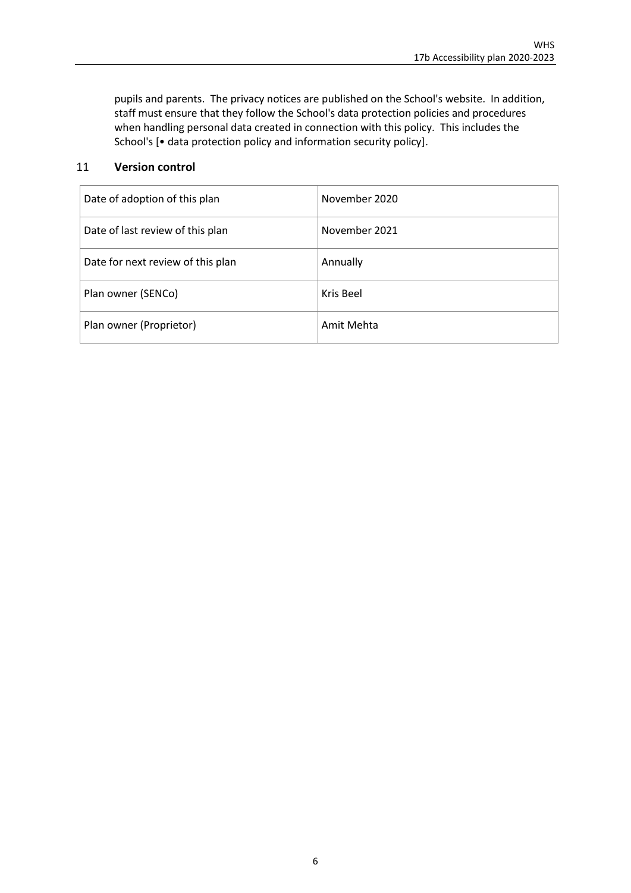pupils and parents. The privacy notices are published on the School's website. In addition, staff must ensure that they follow the School's data protection policies and procedures when handling personal data created in connection with this policy. This includes the School's [• data protection policy and information security policy].

## 11 Version control

| Date of adoption of this plan | November 2020 |
|---|---|
| Date of last review of this plan | November 2021 |
| Date for next review of this plan | Annually |
| Plan owner (SENCo) | Kris Beel |
| Plan owner (Proprietor) | Amit Mehta |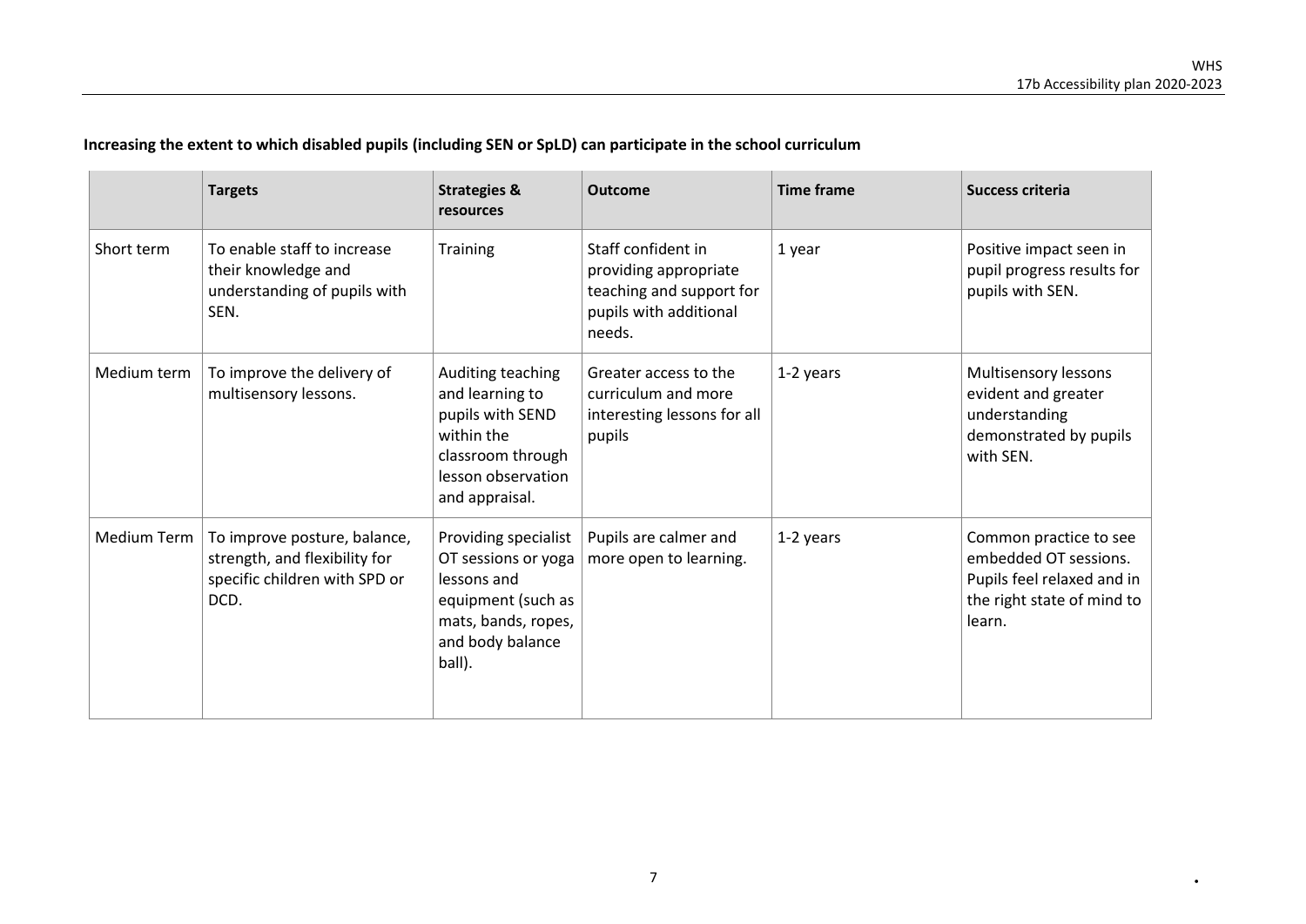**Increasing the extent to which disabled pupils (including SEN or SpLD) can participate in the school curriculum**

| | Targets | Strategies & resources | Outcome | Time frame | Success criteria |
|---|---|---|---|---|---|
| Short term | To enable staff to increase their knowledge and understanding of pupils with SEN. | Training | Staff confident in providing appropriate teaching and support for pupils with additional needs. | 1 year | Positive impact seen in pupil progress results for pupils with SEN. |
| Medium term | To improve the delivery of multisensory lessons. | Auditing teaching and learning to pupils with SEND within the classroom through lesson observation and appraisal. | Greater access to the curriculum and more interesting lessons for all pupils | 1-2 years | Multisensory lessons evident and greater understanding demonstrated by pupils with SEN. |
| Medium Term | To improve posture, balance, strength, and flexibility for specific children with SPD or DCD. | Providing specialist OT sessions or yoga lessons and equipment (such as mats, bands, ropes, and body balance ball). | Pupils are calmer and more open to learning. | 1-2 years | Common practice to see embedded OT sessions. Pupils feel relaxed and in the right state of mind to learn. |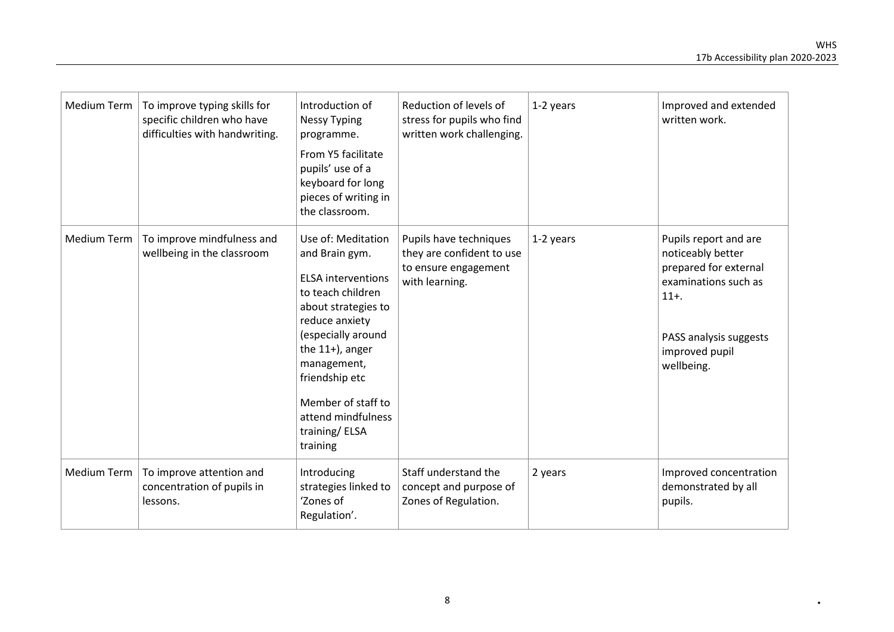| Medium Term | To improve typing skills for specific children who have difficulties with handwriting. | Introduction of Nessy Typing programme.<br><br>From Y5 facilitate pupils' use of a keyboard for long pieces of writing in the classroom. | Reduction of levels of stress for pupils who find written work challenging. | 1-2 years | Improved and extended written work. |
|---|---|---|---|---|---|
| Medium Term | To improve mindfulness and wellbeing in the classroom | Use of: Meditation and Brain gym.<br><br>ELSA interventions to teach children about strategies to reduce anxiety (especially around the 11+), anger management, friendship etc<br><br>Member of staff to attend mindfulness training/ ELSA training | Pupils have techniques they are confident to use to ensure engagement with learning. | 1-2 years | Pupils report and are noticeably better prepared for external examinations such as 11+.<br><br>PASS analysis suggests improved pupil wellbeing. |
| Medium Term | To improve attention and concentration of pupils in lessons. | Introducing strategies linked to 'Zones of Regulation'. | Staff understand the concept and purpose of Zones of Regulation. | 2 years | Improved concentration demonstrated by all pupils. |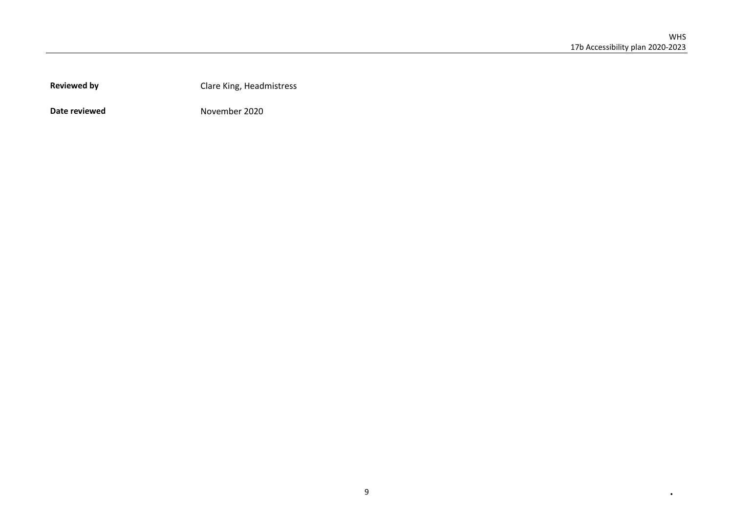| | |
|---|---|
| **Reviewed by** | Clare King, Headmistress |
| **Date reviewed** | November 2020 |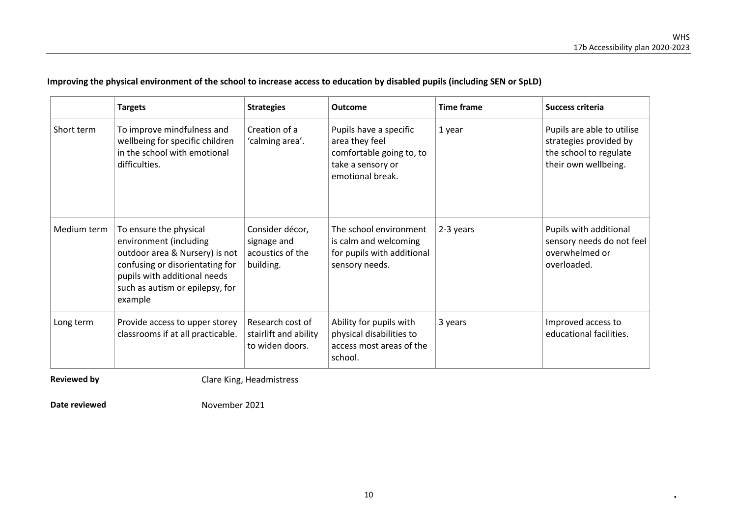**Improving the physical environment of the school to increase access to education by disabled pupils (including SEN or SpLD)**

| | **Targets** | **Strategies** | **Outcome** | **Time frame** | **Success criteria** |
|---|---|---|---|---|---|
| Short term | To improve mindfulness and wellbeing for specific children in the school with emotional difficulties. | Creation of a 'calming area'. | Pupils have a specific area they feel comfortable going to, to take a sensory or emotional break. | 1 year | Pupils are able to utilise strategies provided by the school to regulate their own wellbeing. |
| Medium term | To ensure the physical environment (including outdoor area & Nursery) is not confusing or disorientating for pupils with additional needs such as autism or epilepsy, for example | Consider décor, signage and acoustics of the building. | The school environment is calm and welcoming for pupils with additional sensory needs. | 2-3 years | Pupils with additional sensory needs do not feel overwhelmed or overloaded. |
| Long term | Provide access to upper storey classrooms if at all practicable. | Research cost of stairlift and ability to widen doors. | Ability for pupils with physical disabilities to access most areas of the school. | 3 years | Improved access to educational facilities. |

**Reviewed by** Clare King, Headmistress

**Date reviewed** November 2021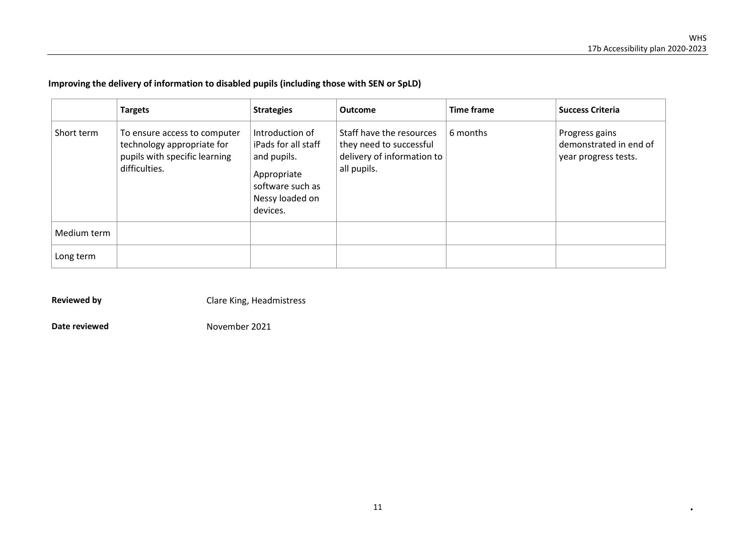**Improving the delivery of information to disabled pupils (including those with SEN or SpLD)**

| | Targets | Strategies | Outcome | Time frame | Success Criteria |
|---|---|---|---|---|---|
| Short term | To ensure access to computer technology appropriate for pupils with specific learning difficulties. | Introduction of iPads for all staff and pupils.<br><br>Appropriate software such as Nessy loaded on devices. | Staff have the resources they need to successful delivery of information to all pupils. | 6 months | Progress gains demonstrated in end of year progress tests. |
| Medium term | | | | | |
| Long term | | | | | |

**Reviewed by** Clare King, Headmistress

**Date reviewed** November 2021